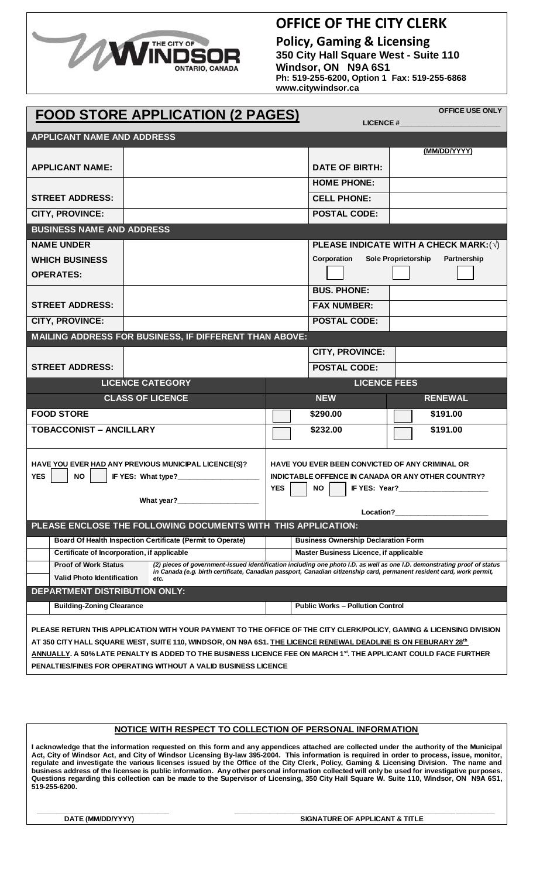# OFFICE OF THE CITY CLERK

**Policy, Gaming & Licensing**
**350 City Hall Square West - Suite 110**
**Windsor, ON N9A 6S1**
**Ph: 519-255-6200, Option 1 Fax: 519-255-6868**
**www.citywindsor.ca**

## FOOD STORE APPLICATION (2 PAGES)

**OFFICE USE ONLY**
**LICENCE #\_\_\_\_\_\_\_\_\_\_\_\_\_\_\_\_\_\_\_\_\_\_\_**

### APPLICANT NAME AND ADDRESS

| | | | |
|---|---|---|---|
| **APPLICANT NAME:** | | **DATE OF BIRTH:** | **(MM/DD/YYYY)** |
| | | **HOME PHONE:** | |
| **STREET ADDRESS:** | | **CELL PHONE:** | |
| **CITY, PROVINCE:** | | **POSTAL CODE:** | |

### BUSINESS NAME AND ADDRESS

| | | | |
|---|---|---|---|
| **NAME UNDER WHICH BUSINESS OPERATES:** | | **PLEASE INDICATE WITH A CHECK MARK:(√)** Corporation ☐ Sole Proprietorship ☐ Partnership ☐ | |
| | | **BUS. PHONE:** | |
| **STREET ADDRESS:** | | **FAX NUMBER:** | |
| **CITY, PROVINCE:** | | **POSTAL CODE:** | |

### MAILING ADDRESS FOR BUSINESS, IF DIFFERENT THAN ABOVE:

| | | | |
|---|---|---|---|
| | | **CITY, PROVINCE:** | |
| **STREET ADDRESS:** | | **POSTAL CODE:** | |

| LICENCE CATEGORY | LICENCE FEES | |
|---|---|---|
| **CLASS OF LICENCE** | **NEW** | **RENEWAL** |
| **FOOD STORE** | ☐ $290.00 | ☐ $191.00 |
| **TOBACCONIST – ANCILLARY** | ☐ $232.00 | ☐ $191.00 |

**HAVE YOU EVER HAD ANY PREVIOUS MUNICIPAL LICENCE(S)?**
**YES** ☐ **NO** ☐ **IF YES: What type?\_\_\_\_\_\_\_\_\_\_\_\_\_\_\_\_\_\_\_**
**What year?\_\_\_\_\_\_\_\_\_\_\_\_\_\_\_\_\_\_\_**

**HAVE YOU EVER BEEN CONVICTED OF ANY CRIMINAL OR INDICTABLE OFFENCE IN CANADA OR ANY OTHER COUNTRY?**
**YES** ☐ **NO** ☐ **IF YES: Year?\_\_\_\_\_\_\_\_\_\_\_\_\_\_\_\_\_\_\_\_\_**
**Location?\_\_\_\_\_\_\_\_\_\_\_\_\_\_\_\_\_\_\_\_\_\_**

### PLEASE ENCLOSE THE FOLLOWING DOCUMENTS WITH THIS APPLICATION:

| | | | |
|---|---|---|---|
| ☐ | **Board Of Health Inspection Certificate (Permit to Operate)** | ☐ | **Business Ownership Declaration Form** |
| ☐ | **Certificate of Incorporation, if applicable** | ☐ | **Master Business Licence, if applicable** |
| ☐ | **Proof of Work Status** / **Valid Photo Identification** | | *(2) pieces of government-issued identification including one photo I.D. as well as one I.D. demonstrating proof of status in Canada (e.g. birth certificate, Canadian passport, Canadian citizenship card, permanent resident card, work permit, etc.* |

### DEPARTMENT DISTRIBUTION ONLY:

| | | | |
|---|---|---|---|
| ☐ | **Building-Zoning Clearance** | ☐ | **Public Works – Pollution Control** |

**PLEASE RETURN THIS APPLICATION WITH YOUR PAYMENT TO THE OFFICE OF THE CITY CLERK/POLICY, GAMING & LICENSING DIVISION AT 350 CITY HALL SQUARE WEST, SUITE 110, WINDSOR, ON N9A 6S1. THE LICENCE RENEWAL DEADLINE IS ON FEBURARY 28th ANNUALLY. A 50% LATE PENALTY IS ADDED TO THE BUSINESS LICENCE FEE ON MARCH 1st. THE APPLICANT COULD FACE FURTHER PENALTIES/FINES FOR OPERATING WITHOUT A VALID BUSINESS LICENCE**

### NOTICE WITH RESPECT TO COLLECTION OF PERSONAL INFORMATION

**I acknowledge that the information requested on this form and any appendices attached are collected under the authority of the Municipal Act, City of Windsor Act, and City of Windsor Licensing By-law 395-2004. This information is required in order to process, issue, monitor, regulate and investigate the various licenses issued by the Office of the City Clerk, Policy, Gaming & Licensing Division. The name and business address of the licensee is public information. Any other personal information collected will only be used for investigative purposes. Questions regarding this collection can be made to the Supervisor of Licensing, 350 City Hall Square W. Suite 110, Windsor, ON N9A 6S1, 519-255-6200.**

\_\_\_\_\_\_\_\_\_\_\_\_\_\_\_\_\_\_\_\_\_\_\_\_\_\_\_\_\_\_ \_\_\_\_\_\_\_\_\_\_\_\_\_\_\_\_\_\_\_\_\_\_\_\_\_\_\_\_\_\_\_\_\_\_\_\_\_\_\_\_\_\_\_\_
**DATE (MM/DD/YYYY)** **SIGNATURE OF APPLICANT & TITLE**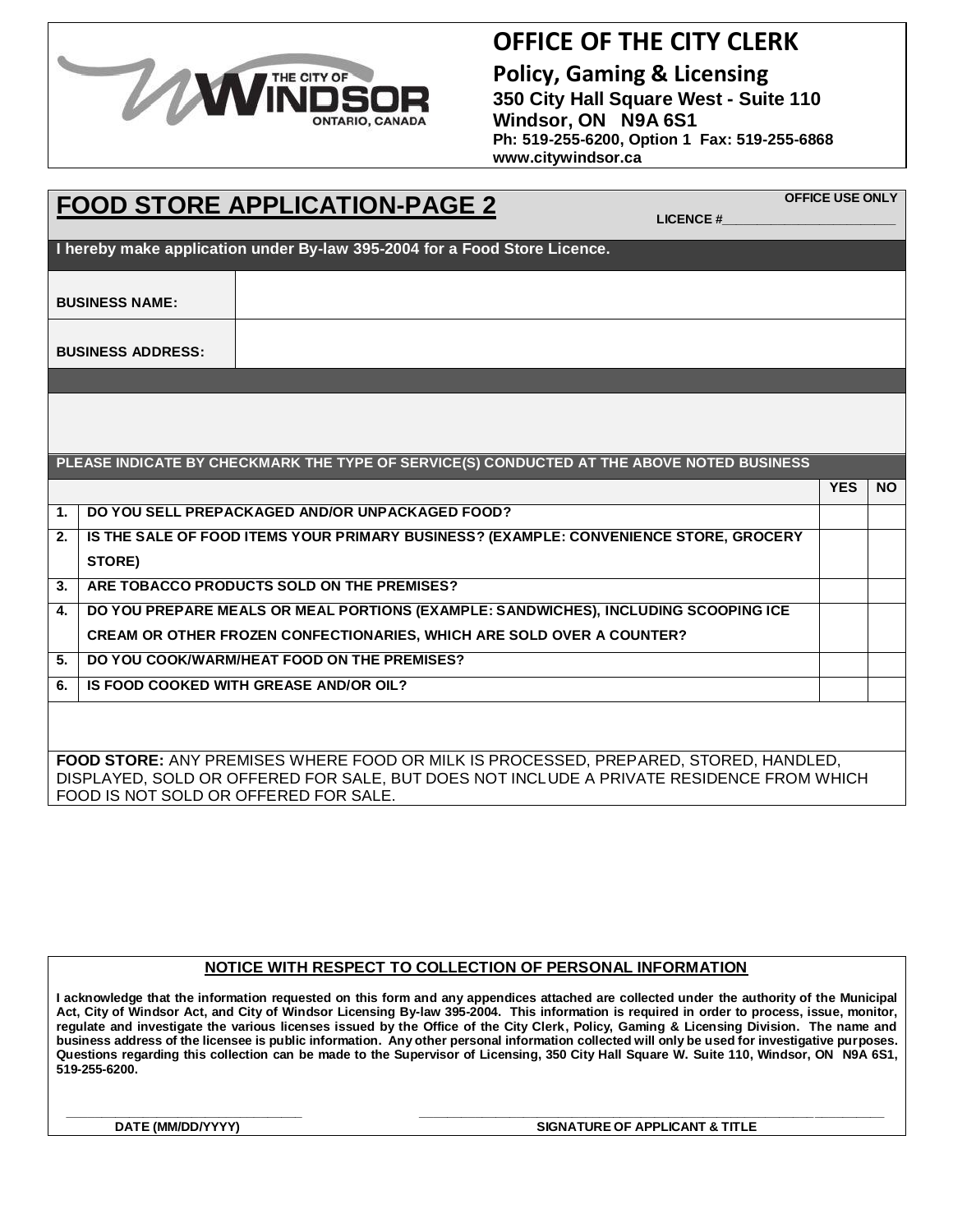# OFFICE OF THE CITY CLERK

**Policy, Gaming & Licensing**
**350 City Hall Square West - Suite 110**
**Windsor, ON N9A 6S1**
**Ph: 519-255-6200, Option 1 Fax: 519-255-6868**
**www.citywindsor.ca**

## FOOD STORE APPLICATION-PAGE 2

**OFFICE USE ONLY**
**LICENCE #**\_\_\_\_\_\_\_\_\_\_\_\_\_\_\_\_\_\_\_\_\_\_

**I hereby make application under By-law 395-2004 for a Food Store Licence.**

| | |
|---|---|
| **BUSINESS NAME:** | |
| **BUSINESS ADDRESS:** | |

**PLEASE INDICATE BY CHECKMARK THE TYPE OF SERVICE(S) CONDUCTED AT THE ABOVE NOTED BUSINESS**

| | | YES | NO |
|---|---|---|---|
| 1. | DO YOU SELL PREPACKAGED AND/OR UNPACKAGED FOOD? | | |
| 2. | IS THE SALE OF FOOD ITEMS YOUR PRIMARY BUSINESS? (EXAMPLE: CONVENIENCE STORE, GROCERY STORE) | | |
| 3. | ARE TOBACCO PRODUCTS SOLD ON THE PREMISES? | | |
| 4. | DO YOU PREPARE MEALS OR MEAL PORTIONS (EXAMPLE: SANDWICHES), INCLUDING SCOOPING ICE CREAM OR OTHER FROZEN CONFECTIONARIES, WHICH ARE SOLD OVER A COUNTER? | | |
| 5. | DO YOU COOK/WARM/HEAT FOOD ON THE PREMISES? | | |
| 6. | IS FOOD COOKED WITH GREASE AND/OR OIL? | | |

**FOOD STORE:** ANY PREMISES WHERE FOOD OR MILK IS PROCESSED, PREPARED, STORED, HANDLED, DISPLAYED, SOLD OR OFFERED FOR SALE, BUT DOES NOT INCLUDE A PRIVATE RESIDENCE FROM WHICH FOOD IS NOT SOLD OR OFFERED FOR SALE.

### NOTICE WITH RESPECT TO COLLECTION OF PERSONAL INFORMATION

**I acknowledge that the information requested on this form and any appendices attached are collected under the authority of the Municipal Act, City of Windsor Act, and City of Windsor Licensing By-law 395-2004. This information is required in order to process, issue, monitor, regulate and investigate the various licenses issued by the Office of the City Clerk, Policy, Gaming & Licensing Division. The name and business address of the licensee is public information. Any other personal information collected will only be used for investigative purposes. Questions regarding this collection can be made to the Supervisor of Licensing, 350 City Hall Square W. Suite 110, Windsor, ON N9A 6S1, 519-255-6200.**

\_\_\_\_\_\_\_\_\_\_\_\_\_\_\_\_\_\_\_\_\_\_\_\_\_\_
**DATE (MM/DD/YYYY)**

\_\_\_\_\_\_\_\_\_\_\_\_\_\_\_\_\_\_\_\_\_\_\_\_\_\_\_\_\_\_\_\_\_\_\_\_\_\_\_\_\_\_
**SIGNATURE OF APPLICANT & TITLE**